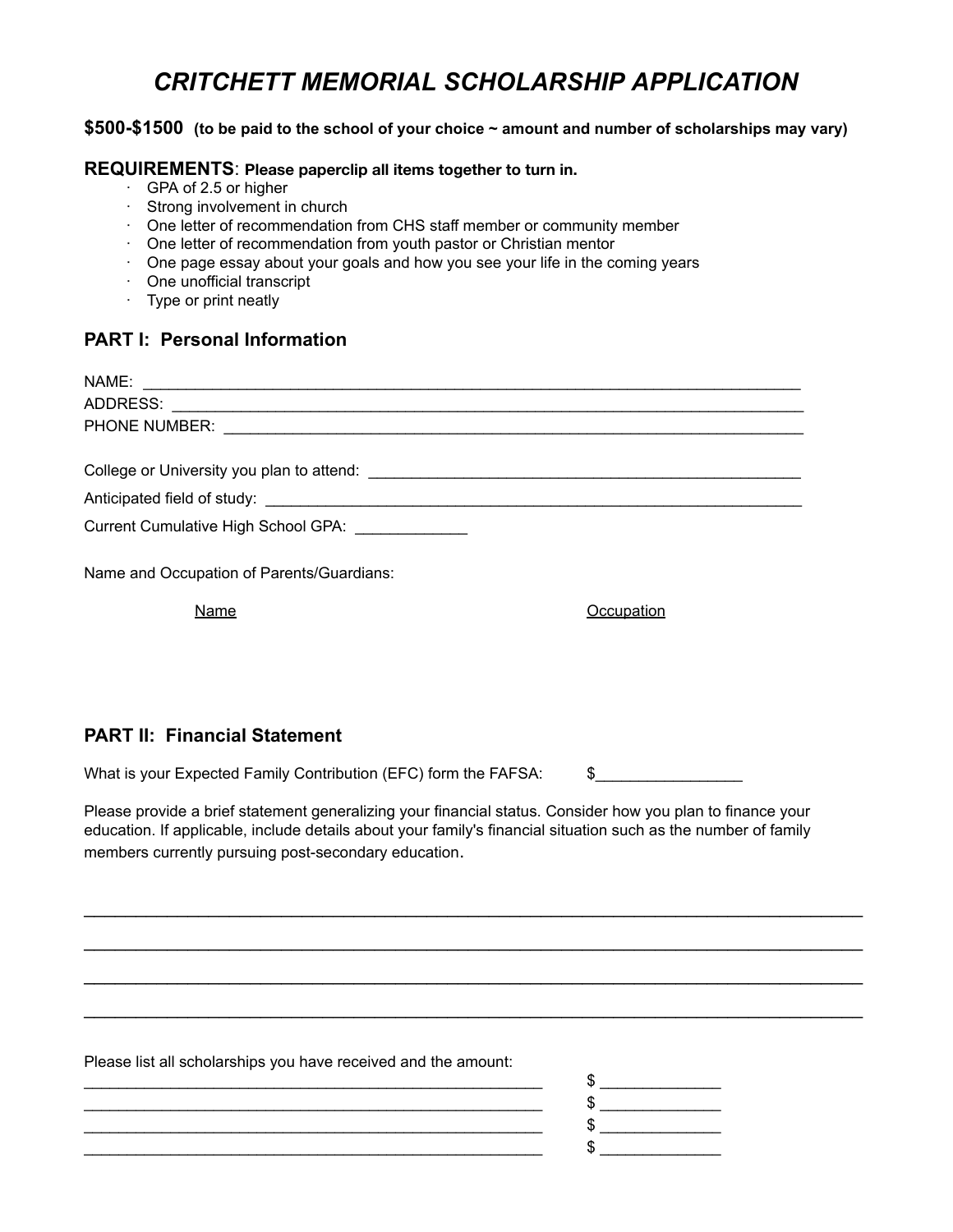# *CRITCHETT MEMORIAL SCHOLARSHIP APPLICATION*

**$500-$1500** **(to be paid to the school of your choice ~ amount and number of scholarships may vary)**

**REQUIREMENTS**: **Please paperclip all items together to turn in.**

- GPA of 2.5 or higher
- Strong involvement in church
- One letter of recommendation from CHS staff member or community member
- One letter of recommendation from youth pastor or Christian mentor
- One page essay about your goals and how you see your life in the coming years
- One unofficial transcript
- Type or print neatly

## PART I: Personal Information

NAME: ______________________________________________________________________________

ADDRESS: ___________________________________________________________________________

PHONE NUMBER: ______________________________________________________________________

College or University you plan to attend: ____________________________________________________

Anticipated field of study: _______________________________________________________________

Current Cumulative High School GPA: _____________

Name and Occupation of Parents/Guardians:

| Name | Occupation |
| --- | --- |
| | |

## PART II: Financial Statement

What is your Expected Family Contribution (EFC) form the FAFSA: $_________________

Please provide a brief statement generalizing your financial status. Consider how you plan to finance your education. If applicable, include details about your family's financial situation such as the number of family members currently pursuing post-secondary education.

_____________________________________________________________________________________

_____________________________________________________________________________________

_____________________________________________________________________________________

_____________________________________________________________________________________

Please list all scholarships you have received and the amount:

______________________________________________________ $ ______________

______________________________________________________ $ ______________

______________________________________________________ $ ______________

______________________________________________________ $ ______________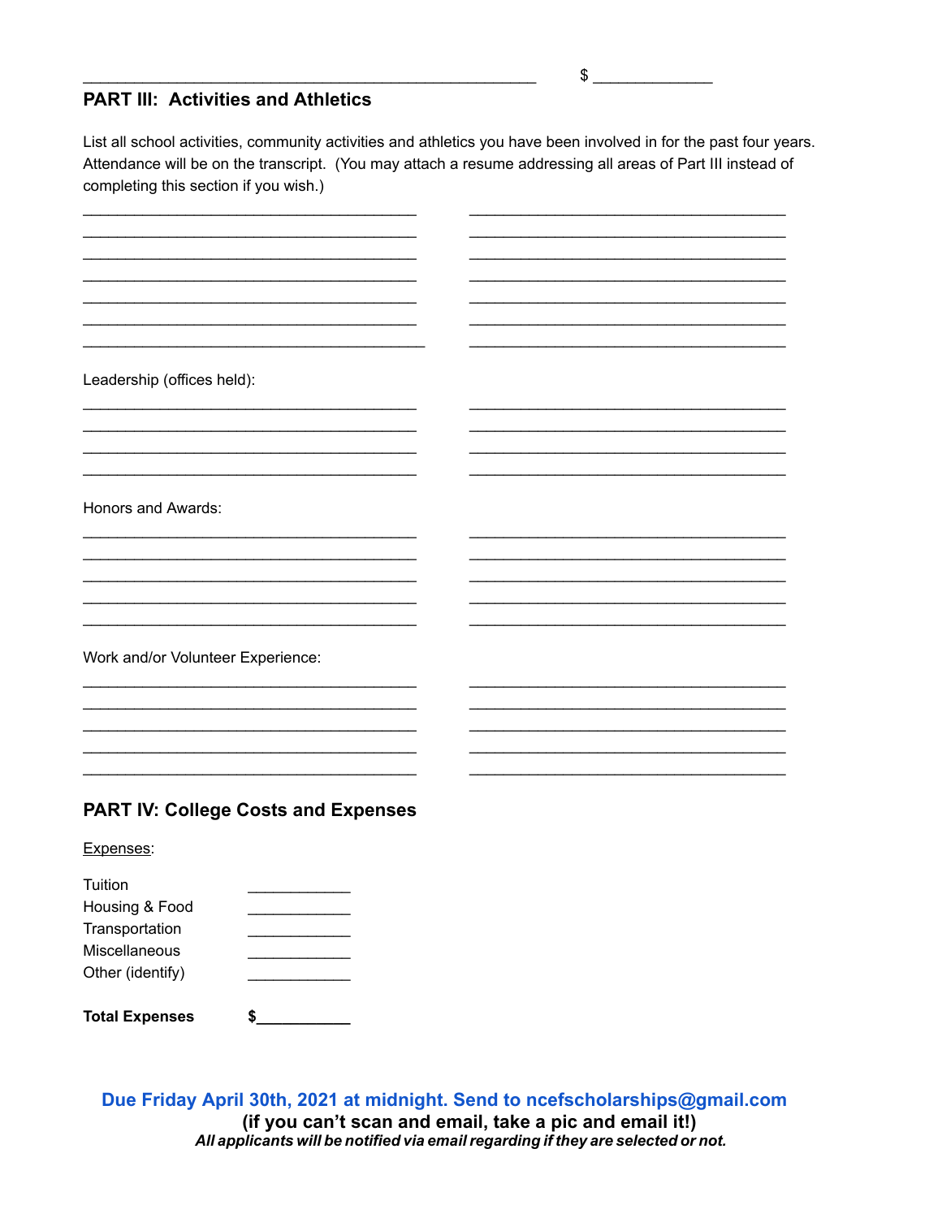_______________________________________________ $ ____________

## PART III: Activities and Athletics

List all school activities, community activities and athletics you have been involved in for the past four years. Attendance will be on the transcript. (You may attach a resume addressing all areas of Part III instead of completing this section if you wish.)

___________________________________ ___________________________________
___________________________________ ___________________________________
___________________________________ ___________________________________
___________________________________ ___________________________________
___________________________________ ___________________________________
___________________________________ ___________________________________
___________________________________ ___________________________________

Leadership (offices held):

___________________________________ ___________________________________
___________________________________ ___________________________________
___________________________________ ___________________________________
___________________________________ ___________________________________

Honors and Awards:

___________________________________ ___________________________________
___________________________________ ___________________________________
___________________________________ ___________________________________
___________________________________ ___________________________________
___________________________________ ___________________________________

Work and/or Volunteer Experience:

___________________________________ ___________________________________
___________________________________ ___________________________________
___________________________________ ___________________________________
___________________________________ ___________________________________
___________________________________ ___________________________________

## PART IV: College Costs and Expenses

Expenses:

Tuition ___________
Housing & Food ___________
Transportation ___________
Miscellaneous ___________
Other (identify) ___________

**Total Expenses $___________**

**Due Friday April 30th, 2021 at midnight. Send to ncefscholarships@gmail.com**

**(if you can't scan and email, take a pic and email it!)**

***All applicants will be notified via email regarding if they are selected or not.***